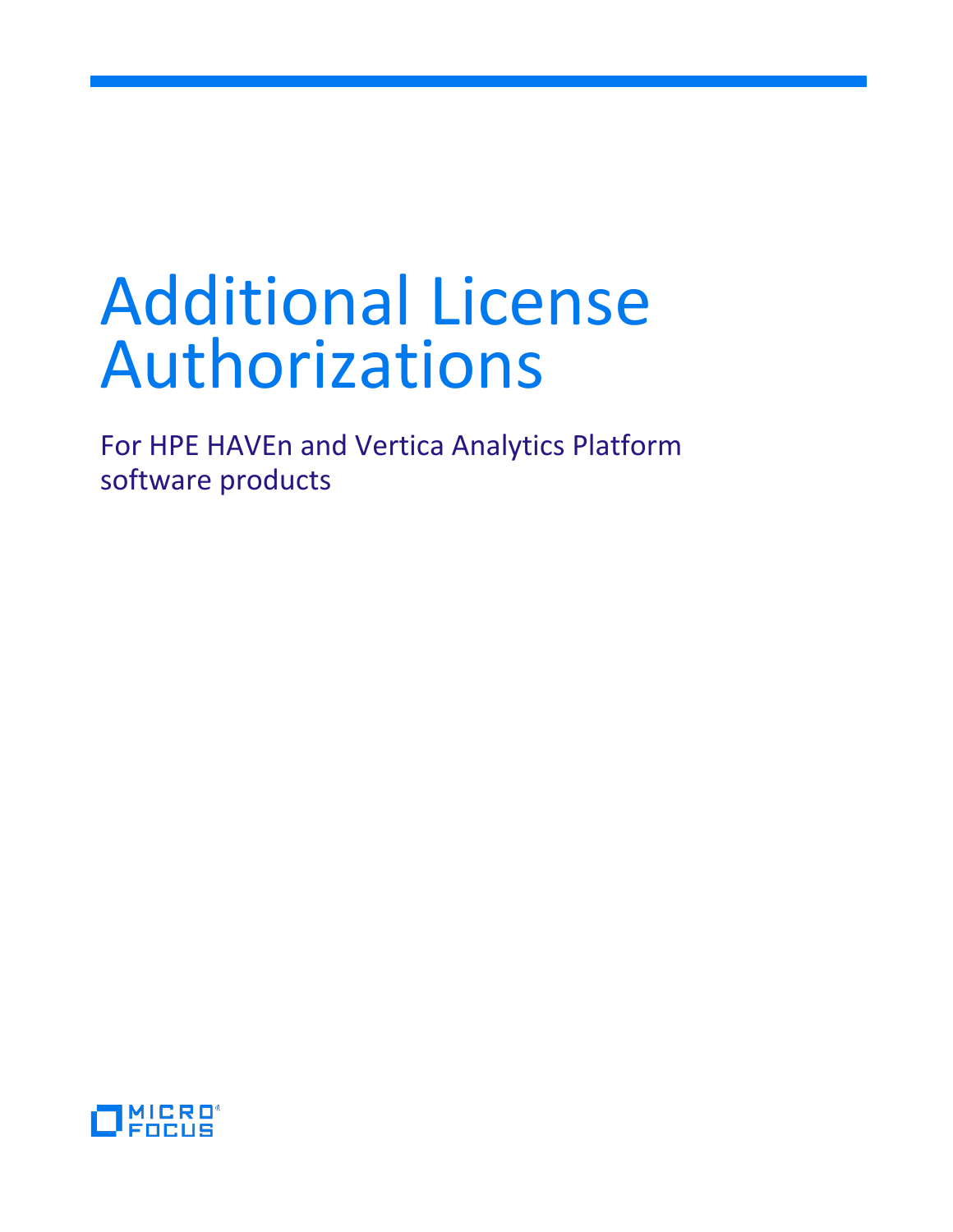# Additional License Authorizations

For HPE HAVEn and Vertica Analytics Platform software products

MICRO FOCUS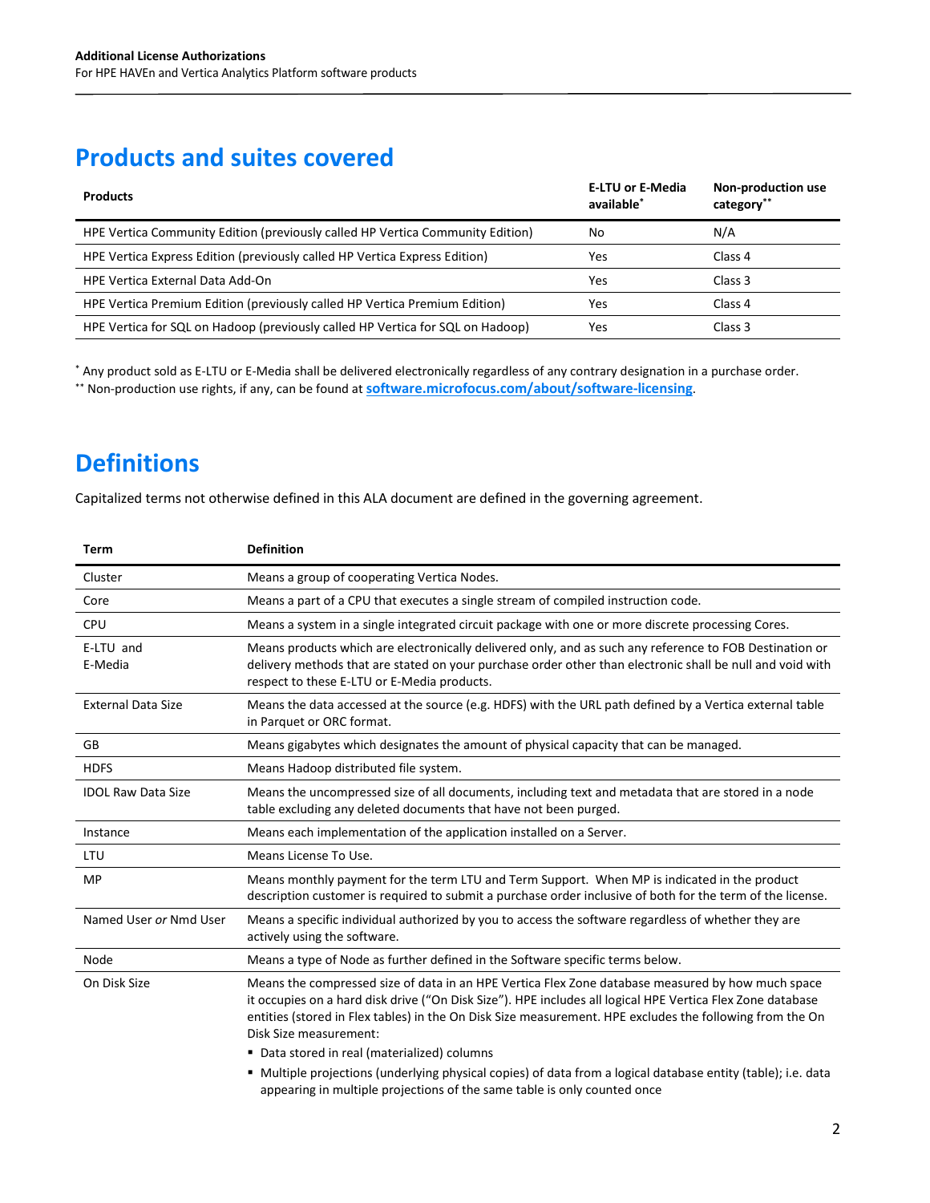## Products and suites covered

| Products | E-LTU or E-Media available* | Non-production use category** |
|---|---|---|
| HPE Vertica Community Edition (previously called HP Vertica Community Edition) | No | N/A |
| HPE Vertica Express Edition (previously called HP Vertica Express Edition) | Yes | Class 4 |
| HPE Vertica External Data Add-On | Yes | Class 3 |
| HPE Vertica Premium Edition (previously called HP Vertica Premium Edition) | Yes | Class 4 |
| HPE Vertica for SQL on Hadoop (previously called HP Vertica for SQL on Hadoop) | Yes | Class 3 |

* Any product sold as E-LTU or E-Media shall be delivered electronically regardless of any contrary designation in a purchase order.

** Non-production use rights, if any, can be found at **software.microfocus.com/about/software-licensing**.

## Definitions

Capitalized terms not otherwise defined in this ALA document are defined in the governing agreement.

| Term | Definition |
|---|---|
| Cluster | Means a group of cooperating Vertica Nodes. |
| Core | Means a part of a CPU that executes a single stream of compiled instruction code. |
| CPU | Means a system in a single integrated circuit package with one or more discrete processing Cores. |
| E-LTU and E-Media | Means products which are electronically delivered only, and as such any reference to FOB Destination or delivery methods that are stated on your purchase order other than electronic shall be null and void with respect to these E-LTU or E-Media products. |
| External Data Size | Means the data accessed at the source (e.g. HDFS) with the URL path defined by a Vertica external table in Parquet or ORC format. |
| GB | Means gigabytes which designates the amount of physical capacity that can be managed. |
| HDFS | Means Hadoop distributed file system. |
| IDOL Raw Data Size | Means the uncompressed size of all documents, including text and metadata that are stored in a node table excluding any deleted documents that have not been purged. |
| Instance | Means each implementation of the application installed on a Server. |
| LTU | Means License To Use. |
| MP | Means monthly payment for the term LTU and Term Support. When MP is indicated in the product description customer is required to submit a purchase order inclusive of both for the term of the license. |
| Named User *or* Nmd User | Means a specific individual authorized by you to access the software regardless of whether they are actively using the software. |
| Node | Means a type of Node as further defined in the Software specific terms below. |
| On Disk Size | Means the compressed size of data in an HPE Vertica Flex Zone database measured by how much space it occupies on a hard disk drive ("On Disk Size"). HPE includes all logical HPE Vertica Flex Zone database entities (stored in Flex tables) in the On Disk Size measurement. HPE excludes the following from the On Disk Size measurement: <br>▪ Data stored in real (materialized) columns <br>▪ Multiple projections (underlying physical copies) of data from a logical database entity (table); i.e. data appearing in multiple projections of the same table is only counted once |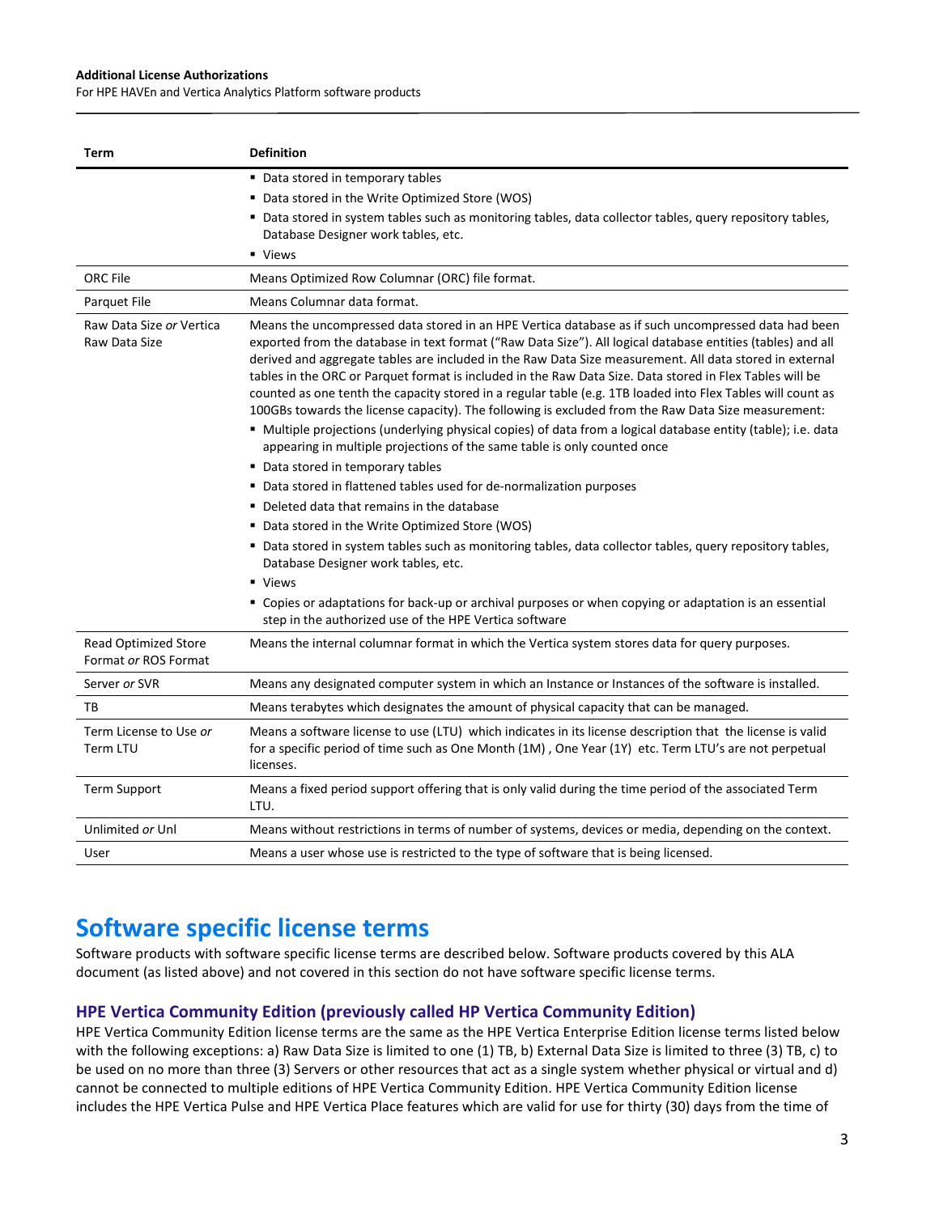| Term | Definition |
|---|---|
| | ▪ Data stored in temporary tables<br>▪ Data stored in the Write Optimized Store (WOS)<br>▪ Data stored in system tables such as monitoring tables, data collector tables, query repository tables, Database Designer work tables, etc.<br>▪ Views |
| ORC File | Means Optimized Row Columnar (ORC) file format. |
| Parquet File | Means Columnar data format. |
| Raw Data Size *or* Vertica Raw Data Size | Means the uncompressed data stored in an HPE Vertica database as if such uncompressed data had been exported from the database in text format ("Raw Data Size"). All logical database entities (tables) and all derived and aggregate tables are included in the Raw Data Size measurement. All data stored in external tables in the ORC or Parquet format is included in the Raw Data Size. Data stored in Flex Tables will be counted as one tenth the capacity stored in a regular table (e.g. 1TB loaded into Flex Tables will count as 100GBs towards the license capacity). The following is excluded from the Raw Data Size measurement:<br>▪ Multiple projections (underlying physical copies) of data from a logical database entity (table); i.e. data appearing in multiple projections of the same table is only counted once<br>▪ Data stored in temporary tables<br>▪ Data stored in flattened tables used for de-normalization purposes<br>▪ Deleted data that remains in the database<br>▪ Data stored in the Write Optimized Store (WOS)<br>▪ Data stored in system tables such as monitoring tables, data collector tables, query repository tables, Database Designer work tables, etc.<br>▪ Views<br>▪ Copies or adaptations for back-up or archival purposes or when copying or adaptation is an essential step in the authorized use of the HPE Vertica software |
| Read Optimized Store Format *or* ROS Format | Means the internal columnar format in which the Vertica system stores data for query purposes. |
| Server *or* SVR | Means any designated computer system in which an Instance or Instances of the software is installed. |
| TB | Means terabytes which designates the amount of physical capacity that can be managed. |
| Term License to Use *or* Term LTU | Means a software license to use (LTU) which indicates in its license description that the license is valid for a specific period of time such as One Month (1M) , One Year (1Y) etc. Term LTU's are not perpetual licenses. |
| Term Support | Means a fixed period support offering that is only valid during the time period of the associated Term LTU. |
| Unlimited *or* Unl | Means without restrictions in terms of number of systems, devices or media, depending on the context. |
| User | Means a user whose use is restricted to the type of software that is being licensed. |

# Software specific license terms

Software products with software specific license terms are described below. Software products covered by this ALA document (as listed above) and not covered in this section do not have software specific license terms.

### HPE Vertica Community Edition (previously called HP Vertica Community Edition)

HPE Vertica Community Edition license terms are the same as the HPE Vertica Enterprise Edition license terms listed below with the following exceptions: a) Raw Data Size is limited to one (1) TB, b) External Data Size is limited to three (3) TB, c) to be used on no more than three (3) Servers or other resources that act as a single system whether physical or virtual and d) cannot be connected to multiple editions of HPE Vertica Community Edition. HPE Vertica Community Edition license includes the HPE Vertica Pulse and HPE Vertica Place features which are valid for use for thirty (30) days from the time of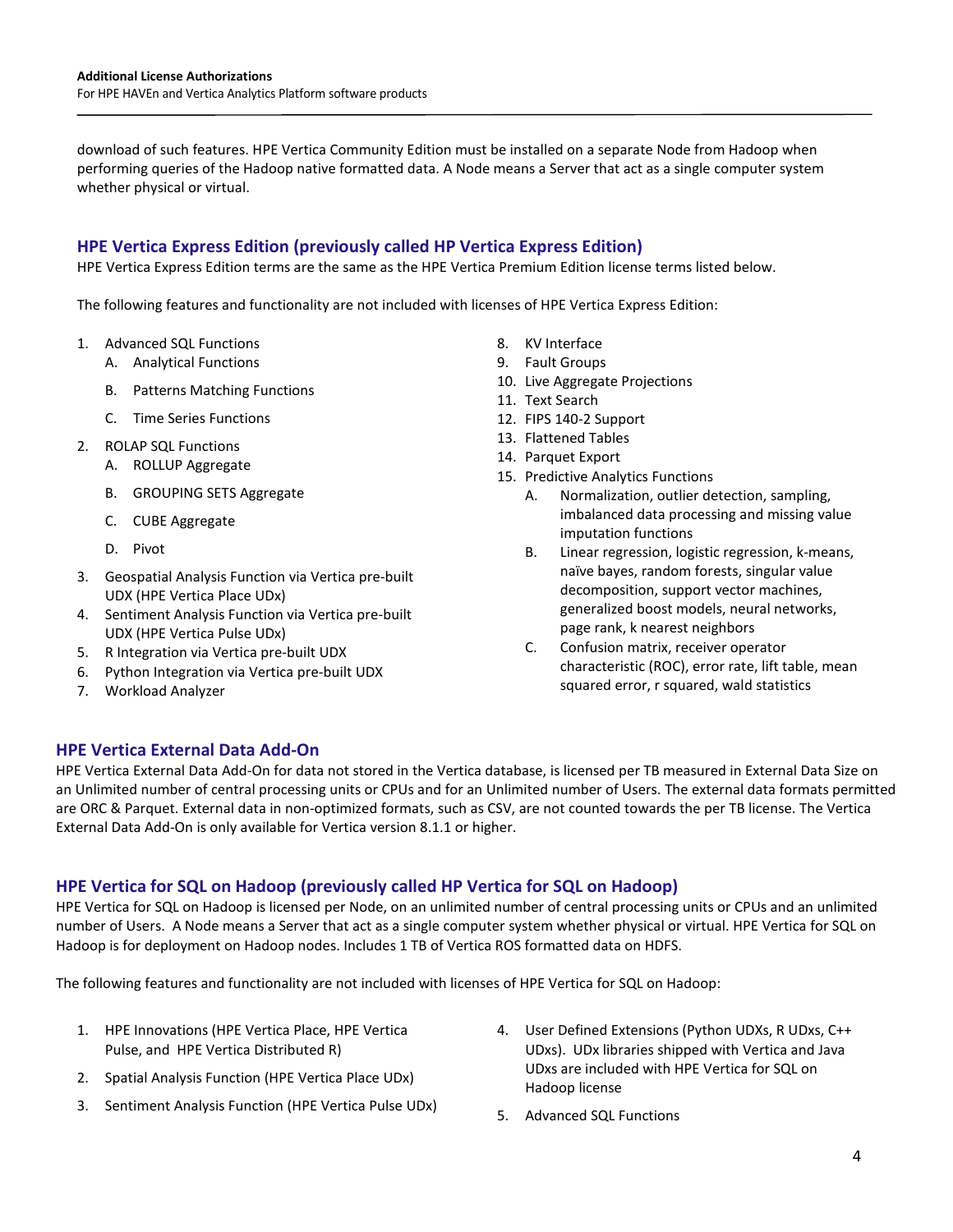download of such features. HPE Vertica Community Edition must be installed on a separate Node from Hadoop when performing queries of the Hadoop native formatted data. A Node means a Server that act as a single computer system whether physical or virtual.

## HPE Vertica Express Edition (previously called HP Vertica Express Edition)

HPE Vertica Express Edition terms are the same as the HPE Vertica Premium Edition license terms listed below.

The following features and functionality are not included with licenses of HPE Vertica Express Edition:

1. Advanced SQL Functions
   - A. Analytical Functions
   - B. Patterns Matching Functions
   - C. Time Series Functions
2. ROLAP SQL Functions
   - A. ROLLUP Aggregate
   - B. GROUPING SETS Aggregate
   - C. CUBE Aggregate
   - D. Pivot
3. Geospatial Analysis Function via Vertica pre-built UDX (HPE Vertica Place UDx)
4. Sentiment Analysis Function via Vertica pre-built UDX (HPE Vertica Pulse UDx)
5. R Integration via Vertica pre-built UDX
6. Python Integration via Vertica pre-built UDX
7. Workload Analyzer
8. KV Interface
9. Fault Groups
10. Live Aggregate Projections
11. Text Search
12. FIPS 140-2 Support
13. Flattened Tables
14. Parquet Export
15. Predictive Analytics Functions
    - A. Normalization, outlier detection, sampling, imbalanced data processing and missing value imputation functions
    - B. Linear regression, logistic regression, k-means, naïve bayes, random forests, singular value decomposition, support vector machines, generalized boost models, neural networks, page rank, k nearest neighbors
    - C. Confusion matrix, receiver operator characteristic (ROC), error rate, lift table, mean squared error, r squared, wald statistics

## HPE Vertica External Data Add-On

HPE Vertica External Data Add-On for data not stored in the Vertica database, is licensed per TB measured in External Data Size on an Unlimited number of central processing units or CPUs and for an Unlimited number of Users. The external data formats permitted are ORC & Parquet. External data in non-optimized formats, such as CSV, are not counted towards the per TB license. The Vertica External Data Add-On is only available for Vertica version 8.1.1 or higher.

## HPE Vertica for SQL on Hadoop (previously called HP Vertica for SQL on Hadoop)

HPE Vertica for SQL on Hadoop is licensed per Node, on an unlimited number of central processing units or CPUs and an unlimited number of Users. A Node means a Server that act as a single computer system whether physical or virtual. HPE Vertica for SQL on Hadoop is for deployment on Hadoop nodes. Includes 1 TB of Vertica ROS formatted data on HDFS.

The following features and functionality are not included with licenses of HPE Vertica for SQL on Hadoop:

1. HPE Innovations (HPE Vertica Place, HPE Vertica Pulse, and HPE Vertica Distributed R)
2. Spatial Analysis Function (HPE Vertica Place UDx)
3. Sentiment Analysis Function (HPE Vertica Pulse UDx)
4. User Defined Extensions (Python UDXs, R UDxs, C++ UDxs). UDx libraries shipped with Vertica and Java UDxs are included with HPE Vertica for SQL on Hadoop license
5. Advanced SQL Functions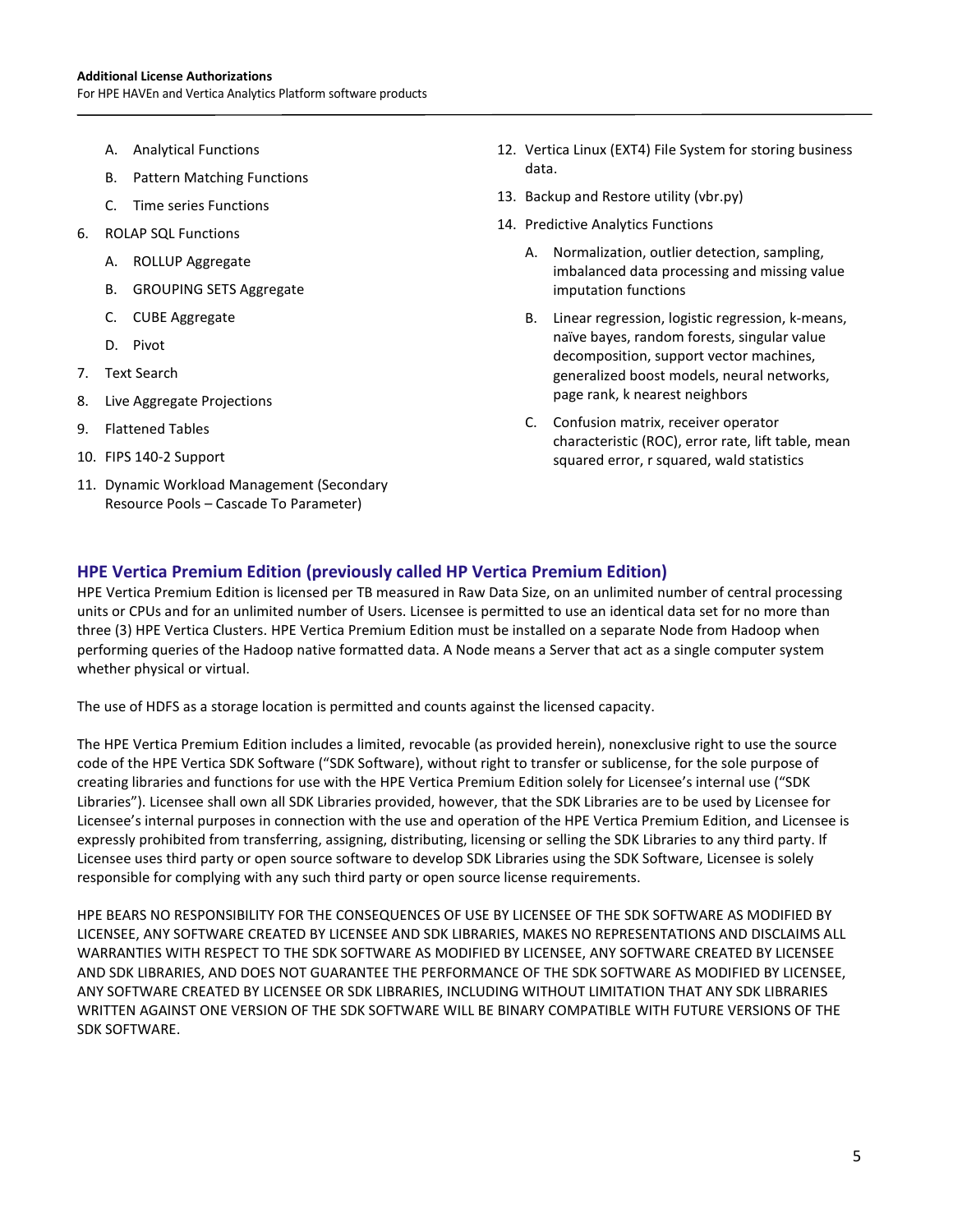A. Analytical Functions
   B. Pattern Matching Functions
   C. Time series Functions
6. ROLAP SQL Functions
   A. ROLLUP Aggregate
   B. GROUPING SETS Aggregate
   C. CUBE Aggregate
   D. Pivot
7. Text Search
8. Live Aggregate Projections
9. Flattened Tables
10. FIPS 140-2 Support
11. Dynamic Workload Management (Secondary Resource Pools – Cascade To Parameter)
12. Vertica Linux (EXT4) File System for storing business data.
13. Backup and Restore utility (vbr.py)
14. Predictive Analytics Functions
   A. Normalization, outlier detection, sampling, imbalanced data processing and missing value imputation functions
   B. Linear regression, logistic regression, k-means, naïve bayes, random forests, singular value decomposition, support vector machines, generalized boost models, neural networks, page rank, k nearest neighbors
   C. Confusion matrix, receiver operator characteristic (ROC), error rate, lift table, mean squared error, r squared, wald statistics

## HPE Vertica Premium Edition (previously called HP Vertica Premium Edition)

HPE Vertica Premium Edition is licensed per TB measured in Raw Data Size, on an unlimited number of central processing units or CPUs and for an unlimited number of Users. Licensee is permitted to use an identical data set for no more than three (3) HPE Vertica Clusters. HPE Vertica Premium Edition must be installed on a separate Node from Hadoop when performing queries of the Hadoop native formatted data. A Node means a Server that act as a single computer system whether physical or virtual.

The use of HDFS as a storage location is permitted and counts against the licensed capacity.

The HPE Vertica Premium Edition includes a limited, revocable (as provided herein), nonexclusive right to use the source code of the HPE Vertica SDK Software ("SDK Software), without right to transfer or sublicense, for the sole purpose of creating libraries and functions for use with the HPE Vertica Premium Edition solely for Licensee's internal use ("SDK Libraries"). Licensee shall own all SDK Libraries provided, however, that the SDK Libraries are to be used by Licensee for Licensee's internal purposes in connection with the use and operation of the HPE Vertica Premium Edition, and Licensee is expressly prohibited from transferring, assigning, distributing, licensing or selling the SDK Libraries to any third party. If Licensee uses third party or open source software to develop SDK Libraries using the SDK Software, Licensee is solely responsible for complying with any such third party or open source license requirements.

HPE BEARS NO RESPONSIBILITY FOR THE CONSEQUENCES OF USE BY LICENSEE OF THE SDK SOFTWARE AS MODIFIED BY LICENSEE, ANY SOFTWARE CREATED BY LICENSEE AND SDK LIBRARIES, MAKES NO REPRESENTATIONS AND DISCLAIMS ALL WARRANTIES WITH RESPECT TO THE SDK SOFTWARE AS MODIFIED BY LICENSEE, ANY SOFTWARE CREATED BY LICENSEE AND SDK LIBRARIES, AND DOES NOT GUARANTEE THE PERFORMANCE OF THE SDK SOFTWARE AS MODIFIED BY LICENSEE, ANY SOFTWARE CREATED BY LICENSEE OR SDK LIBRARIES, INCLUDING WITHOUT LIMITATION THAT ANY SDK LIBRARIES WRITTEN AGAINST ONE VERSION OF THE SDK SOFTWARE WILL BE BINARY COMPATIBLE WITH FUTURE VERSIONS OF THE SDK SOFTWARE.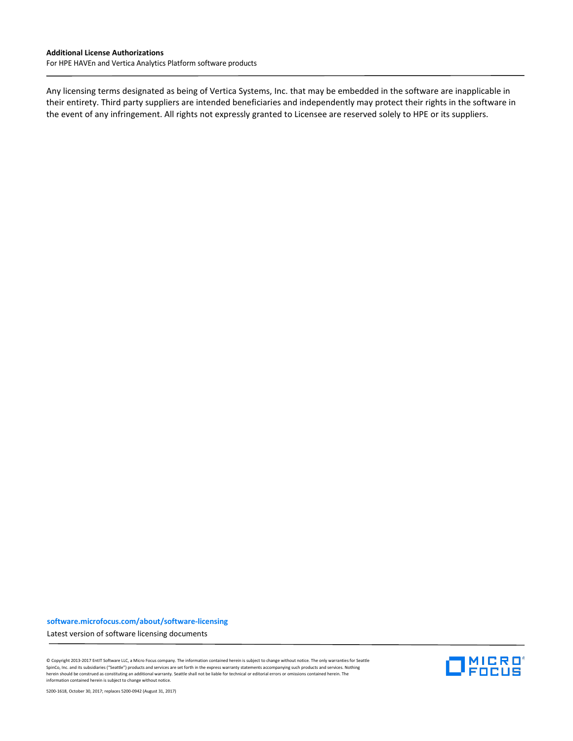Any licensing terms designated as being of Vertica Systems, Inc. that may be embedded in the software are inapplicable in their entirety. Third party suppliers are intended beneficiaries and independently may protect their rights in the software in the event of any infringement. All rights not expressly granted to Licensee are reserved solely to HPE or its suppliers.

**software.microfocus.com/about/software-licensing**

Latest version of software licensing documents

© Copyright 2013-2017 EntIT Software LLC, a Micro Focus company. The information contained herein is subject to change without notice. The only warranties for Seattle SpinCo, Inc. and its subsidiaries ("Seattle") products and services are set forth in the express warranty statements accompanying such products and services. Nothing herein should be construed as constituting an additional warranty. Seattle shall not be liable for technical or editorial errors or omissions contained herein. The information contained herein is subject to change without notice.

5200-1618, October 30, 2017; replaces 5200-0942 (August 31, 2017)